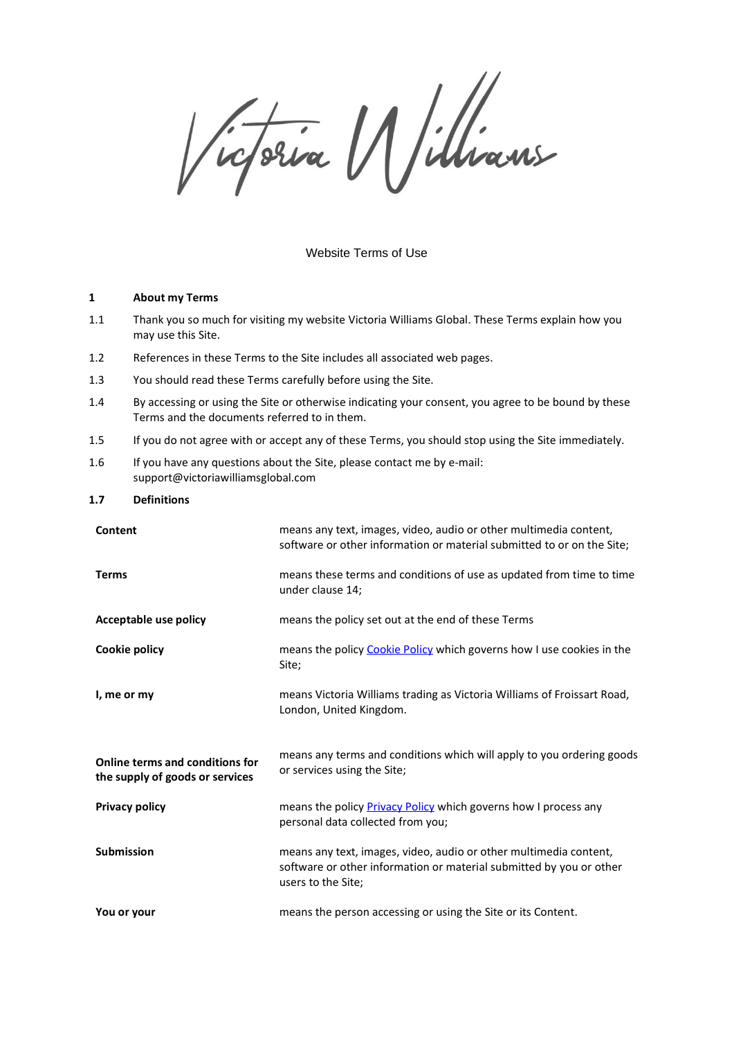Victoria Williams

Website Terms of Use

## 1 About my Terms

1.1 Thank you so much for visiting my website Victoria Williams Global. These Terms explain how you may use this Site.

1.2 References in these Terms to the Site includes all associated web pages.

1.3 You should read these Terms carefully before using the Site.

1.4 By accessing or using the Site or otherwise indicating your consent, you agree to be bound by these Terms and the documents referred to in them.

1.5 If you do not agree with or accept any of these Terms, you should stop using the Site immediately.

1.6 If you have any questions about the Site, please contact me by e-mail: support@victoriawilliamsglobal.com

### 1.7 Definitions

| | |
|---|---|
| **Content** | means any text, images, video, audio or other multimedia content, software or other information or material submitted to or on the Site; |
| **Terms** | means these terms and conditions of use as updated from time to time under clause 14; |
| **Acceptable use policy** | means the policy set out at the end of these Terms |
| **Cookie policy** | means the policy [Cookie Policy] which governs how I use cookies in the Site; |
| **I, me or my** | means Victoria Williams trading as Victoria Williams of Froissart Road, London, United Kingdom. |
| **Online terms and conditions for the supply of goods or services** | means any terms and conditions which will apply to you ordering goods or services using the Site; |
| **Privacy policy** | means the policy [Privacy Policy] which governs how I process any personal data collected from you; |
| **Submission** | means any text, images, video, audio or other multimedia content, software or other information or material submitted by you or other users to the Site; |
| **You or your** | means the person accessing or using the Site or its Content. |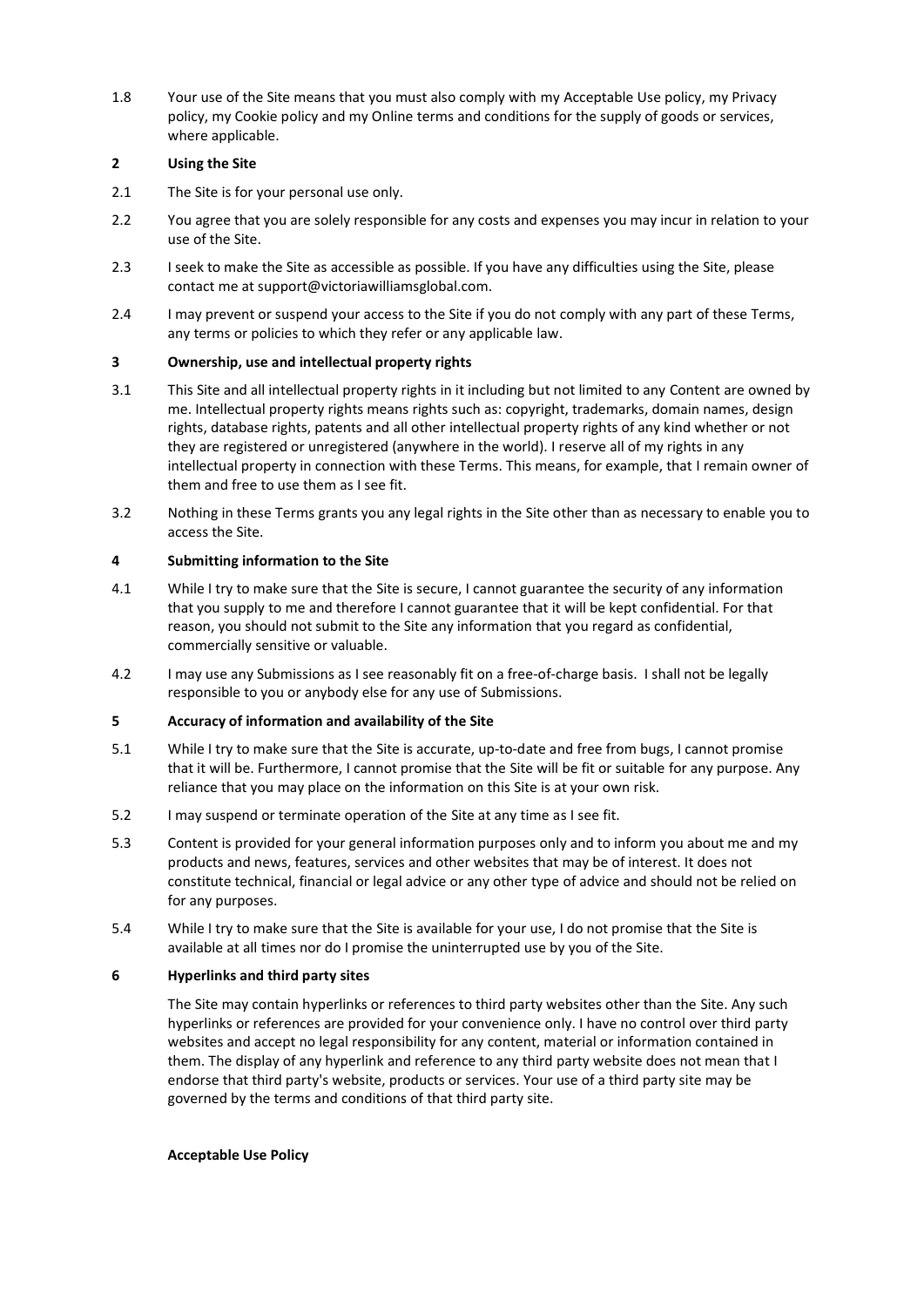1.8 Your use of the Site means that you must also comply with my Acceptable Use policy, my Privacy policy, my Cookie policy and my Online terms and conditions for the supply of goods or services, where applicable.

## 2 Using the Site

2.1 The Site is for your personal use only.

2.2 You agree that you are solely responsible for any costs and expenses you may incur in relation to your use of the Site.

2.3 I seek to make the Site as accessible as possible. If you have any difficulties using the Site, please contact me at support@victoriawilliamsglobal.com.

2.4 I may prevent or suspend your access to the Site if you do not comply with any part of these Terms, any terms or policies to which they refer or any applicable law.

## 3 Ownership, use and intellectual property rights

3.1 This Site and all intellectual property rights in it including but not limited to any Content are owned by me. Intellectual property rights means rights such as: copyright, trademarks, domain names, design rights, database rights, patents and all other intellectual property rights of any kind whether or not they are registered or unregistered (anywhere in the world). I reserve all of my rights in any intellectual property in connection with these Terms. This means, for example, that I remain owner of them and free to use them as I see fit.

3.2 Nothing in these Terms grants you any legal rights in the Site other than as necessary to enable you to access the Site.

## 4 Submitting information to the Site

4.1 While I try to make sure that the Site is secure, I cannot guarantee the security of any information that you supply to me and therefore I cannot guarantee that it will be kept confidential. For that reason, you should not submit to the Site any information that you regard as confidential, commercially sensitive or valuable.

4.2 I may use any Submissions as I see reasonably fit on a free-of-charge basis. I shall not be legally responsible to you or anybody else for any use of Submissions.

## 5 Accuracy of information and availability of the Site

5.1 While I try to make sure that the Site is accurate, up-to-date and free from bugs, I cannot promise that it will be. Furthermore, I cannot promise that the Site will be fit or suitable for any purpose. Any reliance that you may place on the information on this Site is at your own risk.

5.2 I may suspend or terminate operation of the Site at any time as I see fit.

5.3 Content is provided for your general information purposes only and to inform you about me and my products and news, features, services and other websites that may be of interest. It does not constitute technical, financial or legal advice or any other type of advice and should not be relied on for any purposes.

5.4 While I try to make sure that the Site is available for your use, I do not promise that the Site is available at all times nor do I promise the uninterrupted use by you of the Site.

## 6 Hyperlinks and third party sites

The Site may contain hyperlinks or references to third party websites other than the Site. Any such hyperlinks or references are provided for your convenience only. I have no control over third party websites and accept no legal responsibility for any content, material or information contained in them. The display of any hyperlink and reference to any third party website does not mean that I endorse that third party's website, products or services. Your use of a third party site may be governed by the terms and conditions of that third party site.

## Acceptable Use Policy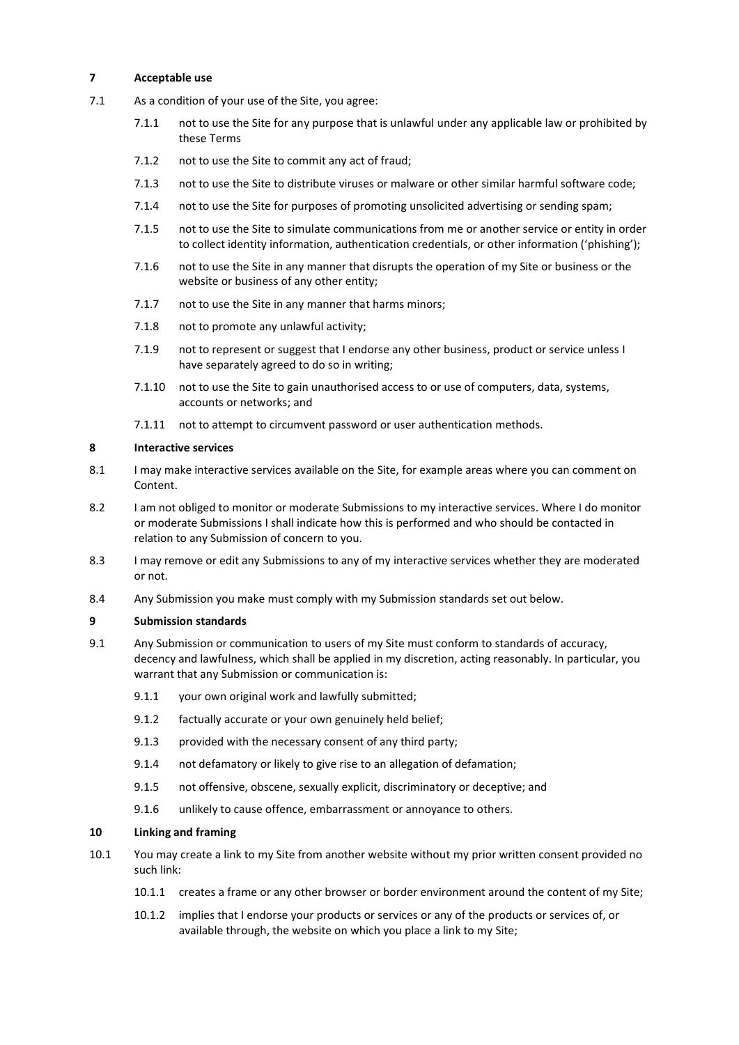## 7 Acceptable use

7.1 As a condition of your use of the Site, you agree:

7.1.1 not to use the Site for any purpose that is unlawful under any applicable law or prohibited by these Terms

7.1.2 not to use the Site to commit any act of fraud;

7.1.3 not to use the Site to distribute viruses or malware or other similar harmful software code;

7.1.4 not to use the Site for purposes of promoting unsolicited advertising or sending spam;

7.1.5 not to use the Site to simulate communications from me or another service or entity in order to collect identity information, authentication credentials, or other information ('phishing');

7.1.6 not to use the Site in any manner that disrupts the operation of my Site or business or the website or business of any other entity;

7.1.7 not to use the Site in any manner that harms minors;

7.1.8 not to promote any unlawful activity;

7.1.9 not to represent or suggest that I endorse any other business, product or service unless I have separately agreed to do so in writing;

7.1.10 not to use the Site to gain unauthorised access to or use of computers, data, systems, accounts or networks; and

7.1.11 not to attempt to circumvent password or user authentication methods.

## 8 Interactive services

8.1 I may make interactive services available on the Site, for example areas where you can comment on Content.

8.2 I am not obliged to monitor or moderate Submissions to my interactive services. Where I do monitor or moderate Submissions I shall indicate how this is performed and who should be contacted in relation to any Submission of concern to you.

8.3 I may remove or edit any Submissions to any of my interactive services whether they are moderated or not.

8.4 Any Submission you make must comply with my Submission standards set out below.

## 9 Submission standards

9.1 Any Submission or communication to users of my Site must conform to standards of accuracy, decency and lawfulness, which shall be applied in my discretion, acting reasonably. In particular, you warrant that any Submission or communication is:

9.1.1 your own original work and lawfully submitted;

9.1.2 factually accurate or your own genuinely held belief;

9.1.3 provided with the necessary consent of any third party;

9.1.4 not defamatory or likely to give rise to an allegation of defamation;

9.1.5 not offensive, obscene, sexually explicit, discriminatory or deceptive; and

9.1.6 unlikely to cause offence, embarrassment or annoyance to others.

## 10 Linking and framing

10.1 You may create a link to my Site from another website without my prior written consent provided no such link:

10.1.1 creates a frame or any other browser or border environment around the content of my Site;

10.1.2 implies that I endorse your products or services or any of the products or services of, or available through, the website on which you place a link to my Site;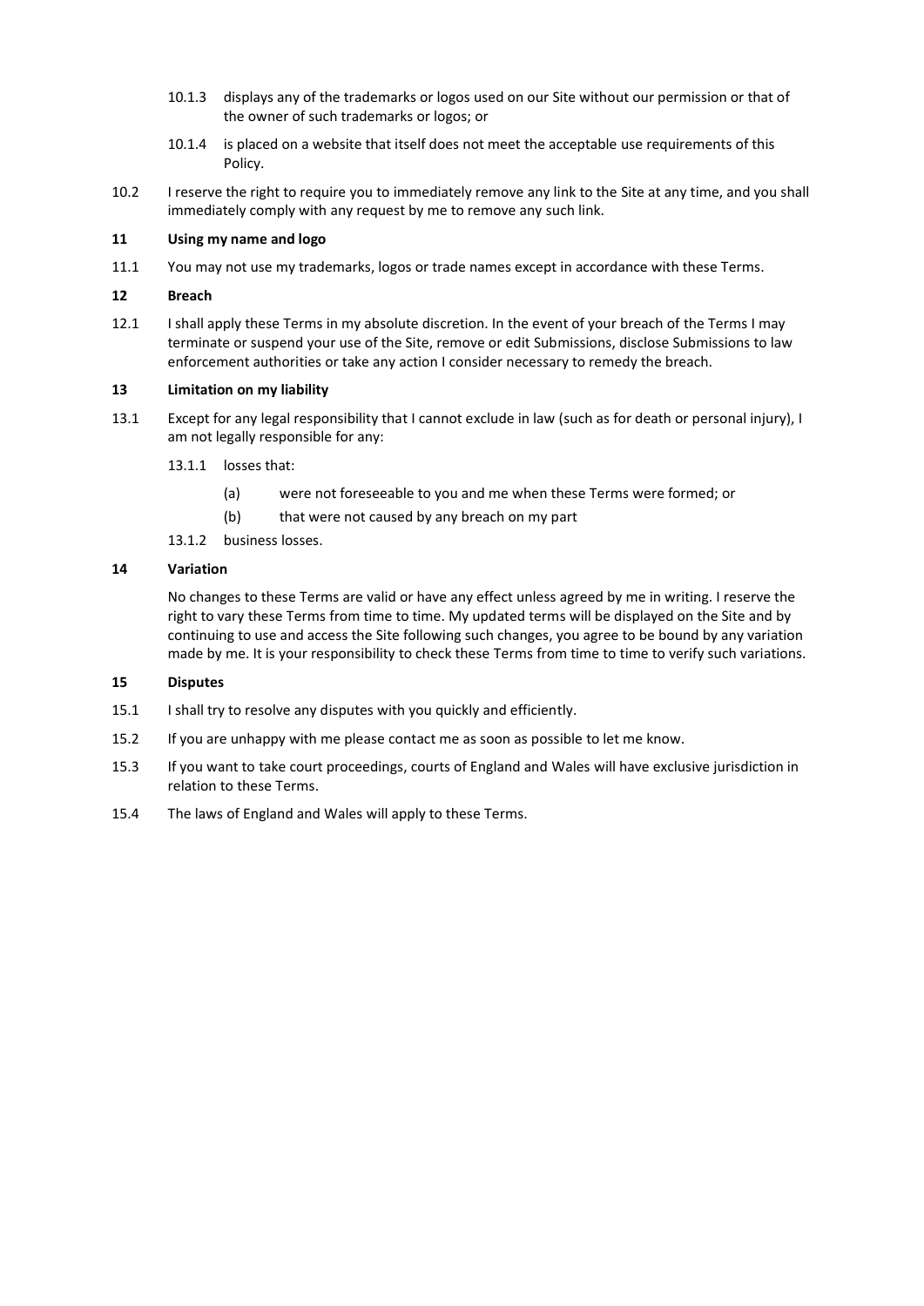10.1.3 displays any of the trademarks or logos used on our Site without our permission or that of the owner of such trademarks or logos; or

10.1.4 is placed on a website that itself does not meet the acceptable use requirements of this Policy.

10.2 I reserve the right to require you to immediately remove any link to the Site at any time, and you shall immediately comply with any request by me to remove any such link.

**11 Using my name and logo**

11.1 You may not use my trademarks, logos or trade names except in accordance with these Terms.

**12 Breach**

12.1 I shall apply these Terms in my absolute discretion. In the event of your breach of the Terms I may terminate or suspend your use of the Site, remove or edit Submissions, disclose Submissions to law enforcement authorities or take any action I consider necessary to remedy the breach.

**13 Limitation on my liability**

13.1 Except for any legal responsibility that I cannot exclude in law (such as for death or personal injury), I am not legally responsible for any:

13.1.1 losses that:

(a) were not foreseeable to you and me when these Terms were formed; or

(b) that were not caused by any breach on my part

13.1.2 business losses.

**14 Variation**

No changes to these Terms are valid or have any effect unless agreed by me in writing. I reserve the right to vary these Terms from time to time. My updated terms will be displayed on the Site and by continuing to use and access the Site following such changes, you agree to be bound by any variation made by me. It is your responsibility to check these Terms from time to time to verify such variations.

**15 Disputes**

15.1 I shall try to resolve any disputes with you quickly and efficiently.

15.2 If you are unhappy with me please contact me as soon as possible to let me know.

15.3 If you want to take court proceedings, courts of England and Wales will have exclusive jurisdiction in relation to these Terms.

15.4 The laws of England and Wales will apply to these Terms.